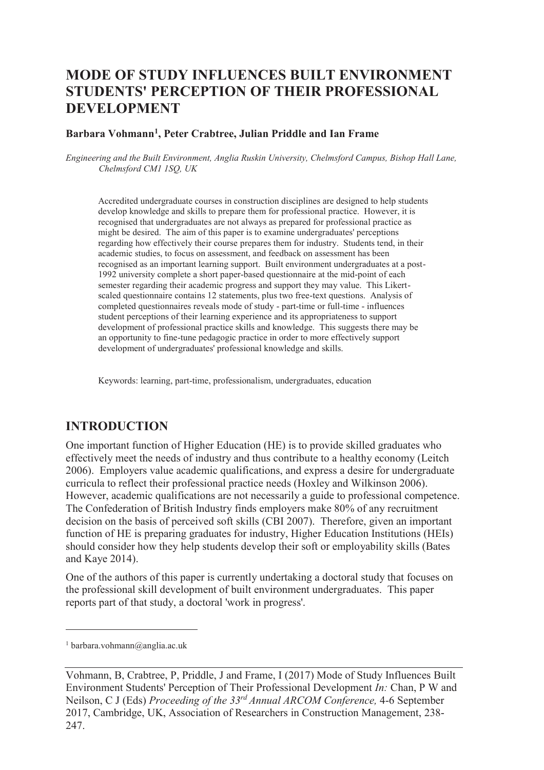# MODE OF STUDY INFLUENCES BUILT ENVIRONMENT STUDENTS' PERCEPTION OF THEIR PROFESSIONAL DEVELOPMENT

**Barbara Vohmann[1], Peter Crabtree, Julian Priddle and Ian Frame**

*Engineering and the Built Environment, Anglia Ruskin University, Chelmsford Campus, Bishop Hall Lane, Chelmsford CM1 1SQ, UK*

Accredited undergraduate courses in construction disciplines are designed to help students develop knowledge and skills to prepare them for professional practice. However, it is recognised that undergraduates are not always as prepared for professional practice as might be desired. The aim of this paper is to examine undergraduates' perceptions regarding how effectively their course prepares them for industry. Students tend, in their academic studies, to focus on assessment, and feedback on assessment has been recognised as an important learning support. Built environment undergraduates at a post-1992 university complete a short paper-based questionnaire at the mid-point of each semester regarding their academic progress and support they may value. This Likert-scaled questionnaire contains 12 statements, plus two free-text questions. Analysis of completed questionnaires reveals mode of study - part-time or full-time - influences student perceptions of their learning experience and its appropriateness to support development of professional practice skills and knowledge. This suggests there may be an opportunity to fine-tune pedagogic practice in order to more effectively support development of undergraduates' professional knowledge and skills.

Keywords: learning, part-time, professionalism, undergraduates, education

## INTRODUCTION

One important function of Higher Education (HE) is to provide skilled graduates who effectively meet the needs of industry and thus contribute to a healthy economy (Leitch 2006). Employers value academic qualifications, and express a desire for undergraduate curricula to reflect their professional practice needs (Hoxley and Wilkinson 2006). However, academic qualifications are not necessarily a guide to professional competence. The Confederation of British Industry finds employers make 80% of any recruitment decision on the basis of perceived soft skills (CBI 2007). Therefore, given an important function of HE is preparing graduates for industry, Higher Education Institutions (HEIs) should consider how they help students develop their soft or employability skills (Bates and Kaye 2014).

One of the authors of this paper is currently undertaking a doctoral study that focuses on the professional skill development of built environment undergraduates. This paper reports part of that study, a doctoral 'work in progress'.

[1] barbara.vohmann@anglia.ac.uk

Vohmann, B, Crabtree, P, Priddle, J and Frame, I (2017) Mode of Study Influences Built Environment Students' Perception of Their Professional Development *In:* Chan, P W and Neilson, C J (Eds) *Proceeding of the 33rd Annual ARCOM Conference,* 4-6 September 2017, Cambridge, UK, Association of Researchers in Construction Management, 238-247.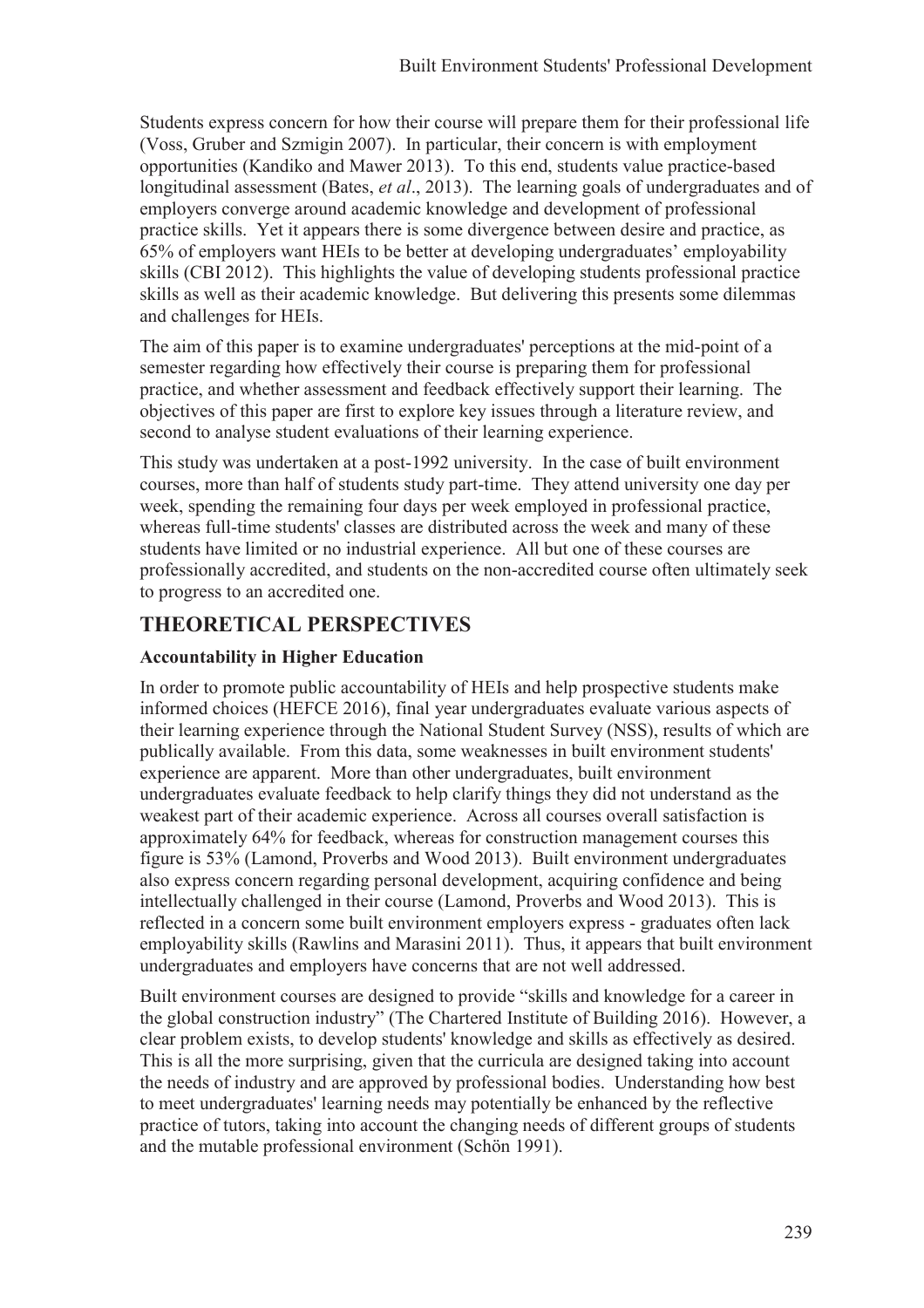Students express concern for how their course will prepare them for their professional life (Voss, Gruber and Szmigin 2007). In particular, their concern is with employment opportunities (Kandiko and Mawer 2013). To this end, students value practice-based longitudinal assessment (Bates, *et al*., 2013). The learning goals of undergraduates and of employers converge around academic knowledge and development of professional practice skills. Yet it appears there is some divergence between desire and practice, as 65% of employers want HEIs to be better at developing undergraduates' employability skills (CBI 2012). This highlights the value of developing students professional practice skills as well as their academic knowledge. But delivering this presents some dilemmas and challenges for HEIs.

The aim of this paper is to examine undergraduates' perceptions at the mid-point of a semester regarding how effectively their course is preparing them for professional practice, and whether assessment and feedback effectively support their learning. The objectives of this paper are first to explore key issues through a literature review, and second to analyse student evaluations of their learning experience.

This study was undertaken at a post-1992 university. In the case of built environment courses, more than half of students study part-time. They attend university one day per week, spending the remaining four days per week employed in professional practice, whereas full-time students' classes are distributed across the week and many of these students have limited or no industrial experience. All but one of these courses are professionally accredited, and students on the non-accredited course often ultimately seek to progress to an accredited one.

## THEORETICAL PERSPECTIVES

### Accountability in Higher Education

In order to promote public accountability of HEIs and help prospective students make informed choices (HEFCE 2016), final year undergraduates evaluate various aspects of their learning experience through the National Student Survey (NSS), results of which are publically available. From this data, some weaknesses in built environment students' experience are apparent. More than other undergraduates, built environment undergraduates evaluate feedback to help clarify things they did not understand as the weakest part of their academic experience. Across all courses overall satisfaction is approximately 64% for feedback, whereas for construction management courses this figure is 53% (Lamond, Proverbs and Wood 2013). Built environment undergraduates also express concern regarding personal development, acquiring confidence and being intellectually challenged in their course (Lamond, Proverbs and Wood 2013). This is reflected in a concern some built environment employers express - graduates often lack employability skills (Rawlins and Marasini 2011). Thus, it appears that built environment undergraduates and employers have concerns that are not well addressed.

Built environment courses are designed to provide "skills and knowledge for a career in the global construction industry" (The Chartered Institute of Building 2016). However, a clear problem exists, to develop students' knowledge and skills as effectively as desired. This is all the more surprising, given that the curricula are designed taking into account the needs of industry and are approved by professional bodies. Understanding how best to meet undergraduates' learning needs may potentially be enhanced by the reflective practice of tutors, taking into account the changing needs of different groups of students and the mutable professional environment (Schön 1991).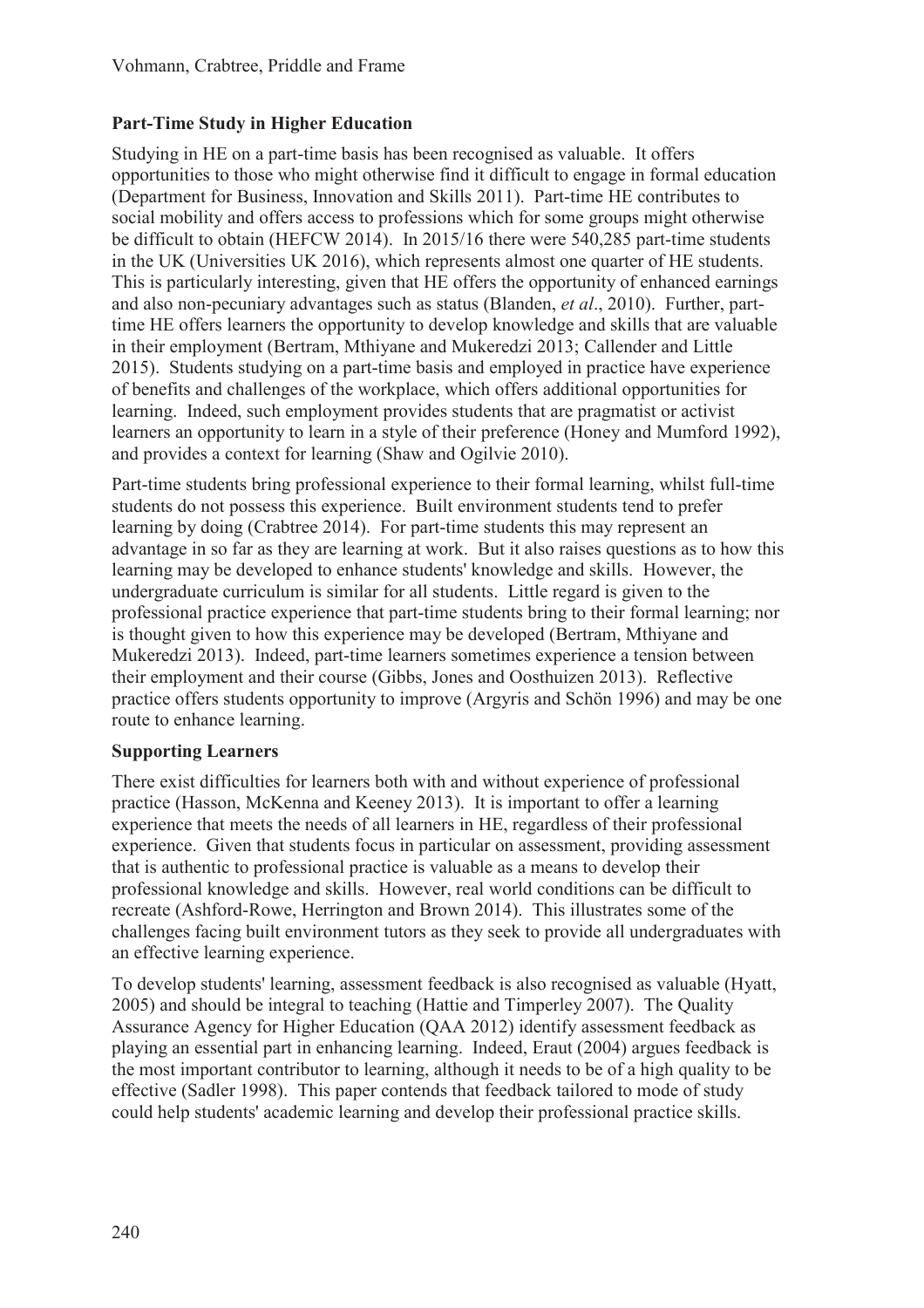## Part-Time Study in Higher Education

Studying in HE on a part-time basis has been recognised as valuable. It offers opportunities to those who might otherwise find it difficult to engage in formal education (Department for Business, Innovation and Skills 2011). Part-time HE contributes to social mobility and offers access to professions which for some groups might otherwise be difficult to obtain (HEFCW 2014). In 2015/16 there were 540,285 part-time students in the UK (Universities UK 2016), which represents almost one quarter of HE students. This is particularly interesting, given that HE offers the opportunity of enhanced earnings and also non-pecuniary advantages such as status (Blanden, *et al*., 2010). Further, part-time HE offers learners the opportunity to develop knowledge and skills that are valuable in their employment (Bertram, Mthiyane and Mukeredzi 2013; Callender and Little 2015). Students studying on a part-time basis and employed in practice have experience of benefits and challenges of the workplace, which offers additional opportunities for learning. Indeed, such employment provides students that are pragmatist or activist learners an opportunity to learn in a style of their preference (Honey and Mumford 1992), and provides a context for learning (Shaw and Ogilvie 2010).

Part-time students bring professional experience to their formal learning, whilst full-time students do not possess this experience. Built environment students tend to prefer learning by doing (Crabtree 2014). For part-time students this may represent an advantage in so far as they are learning at work. But it also raises questions as to how this learning may be developed to enhance students' knowledge and skills. However, the undergraduate curriculum is similar for all students. Little regard is given to the professional practice experience that part-time students bring to their formal learning; nor is thought given to how this experience may be developed (Bertram, Mthiyane and Mukeredzi 2013). Indeed, part-time learners sometimes experience a tension between their employment and their course (Gibbs, Jones and Oosthuizen 2013). Reflective practice offers students opportunity to improve (Argyris and Schön 1996) and may be one route to enhance learning.

## Supporting Learners

There exist difficulties for learners both with and without experience of professional practice (Hasson, McKenna and Keeney 2013). It is important to offer a learning experience that meets the needs of all learners in HE, regardless of their professional experience. Given that students focus in particular on assessment, providing assessment that is authentic to professional practice is valuable as a means to develop their professional knowledge and skills. However, real world conditions can be difficult to recreate (Ashford-Rowe, Herrington and Brown 2014). This illustrates some of the challenges facing built environment tutors as they seek to provide all undergraduates with an effective learning experience.

To develop students' learning, assessment feedback is also recognised as valuable (Hyatt, 2005) and should be integral to teaching (Hattie and Timperley 2007). The Quality Assurance Agency for Higher Education (QAA 2012) identify assessment feedback as playing an essential part in enhancing learning. Indeed, Eraut (2004) argues feedback is the most important contributor to learning, although it needs to be of a high quality to be effective (Sadler 1998). This paper contends that feedback tailored to mode of study could help students' academic learning and develop their professional practice skills.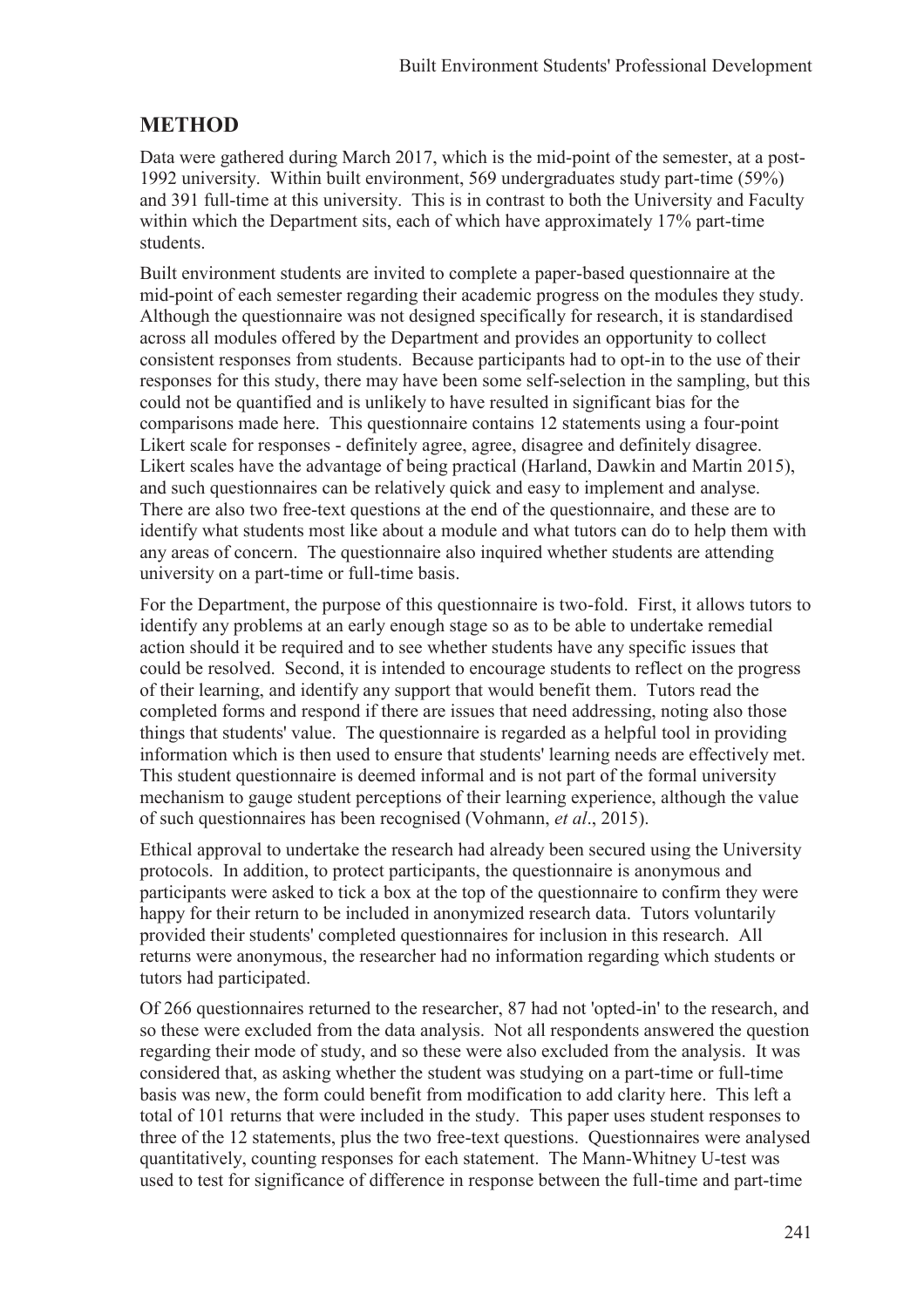## METHOD

Data were gathered during March 2017, which is the mid-point of the semester, at a post-1992 university. Within built environment, 569 undergraduates study part-time (59%) and 391 full-time at this university. This is in contrast to both the University and Faculty within which the Department sits, each of which have approximately 17% part-time students.

Built environment students are invited to complete a paper-based questionnaire at the mid-point of each semester regarding their academic progress on the modules they study. Although the questionnaire was not designed specifically for research, it is standardised across all modules offered by the Department and provides an opportunity to collect consistent responses from students. Because participants had to opt-in to the use of their responses for this study, there may have been some self-selection in the sampling, but this could not be quantified and is unlikely to have resulted in significant bias for the comparisons made here. This questionnaire contains 12 statements using a four-point Likert scale for responses - definitely agree, agree, disagree and definitely disagree. Likert scales have the advantage of being practical (Harland, Dawkin and Martin 2015), and such questionnaires can be relatively quick and easy to implement and analyse. There are also two free-text questions at the end of the questionnaire, and these are to identify what students most like about a module and what tutors can do to help them with any areas of concern. The questionnaire also inquired whether students are attending university on a part-time or full-time basis.

For the Department, the purpose of this questionnaire is two-fold. First, it allows tutors to identify any problems at an early enough stage so as to be able to undertake remedial action should it be required and to see whether students have any specific issues that could be resolved. Second, it is intended to encourage students to reflect on the progress of their learning, and identify any support that would benefit them. Tutors read the completed forms and respond if there are issues that need addressing, noting also those things that students' value. The questionnaire is regarded as a helpful tool in providing information which is then used to ensure that students' learning needs are effectively met. This student questionnaire is deemed informal and is not part of the formal university mechanism to gauge student perceptions of their learning experience, although the value of such questionnaires has been recognised (Vohmann, *et al*., 2015).

Ethical approval to undertake the research had already been secured using the University protocols. In addition, to protect participants, the questionnaire is anonymous and participants were asked to tick a box at the top of the questionnaire to confirm they were happy for their return to be included in anonymized research data. Tutors voluntarily provided their students' completed questionnaires for inclusion in this research. All returns were anonymous, the researcher had no information regarding which students or tutors had participated.

Of 266 questionnaires returned to the researcher, 87 had not 'opted-in' to the research, and so these were excluded from the data analysis. Not all respondents answered the question regarding their mode of study, and so these were also excluded from the analysis. It was considered that, as asking whether the student was studying on a part-time or full-time basis was new, the form could benefit from modification to add clarity here. This left a total of 101 returns that were included in the study. This paper uses student responses to three of the 12 statements, plus the two free-text questions. Questionnaires were analysed quantitatively, counting responses for each statement. The Mann-Whitney U-test was used to test for significance of difference in response between the full-time and part-time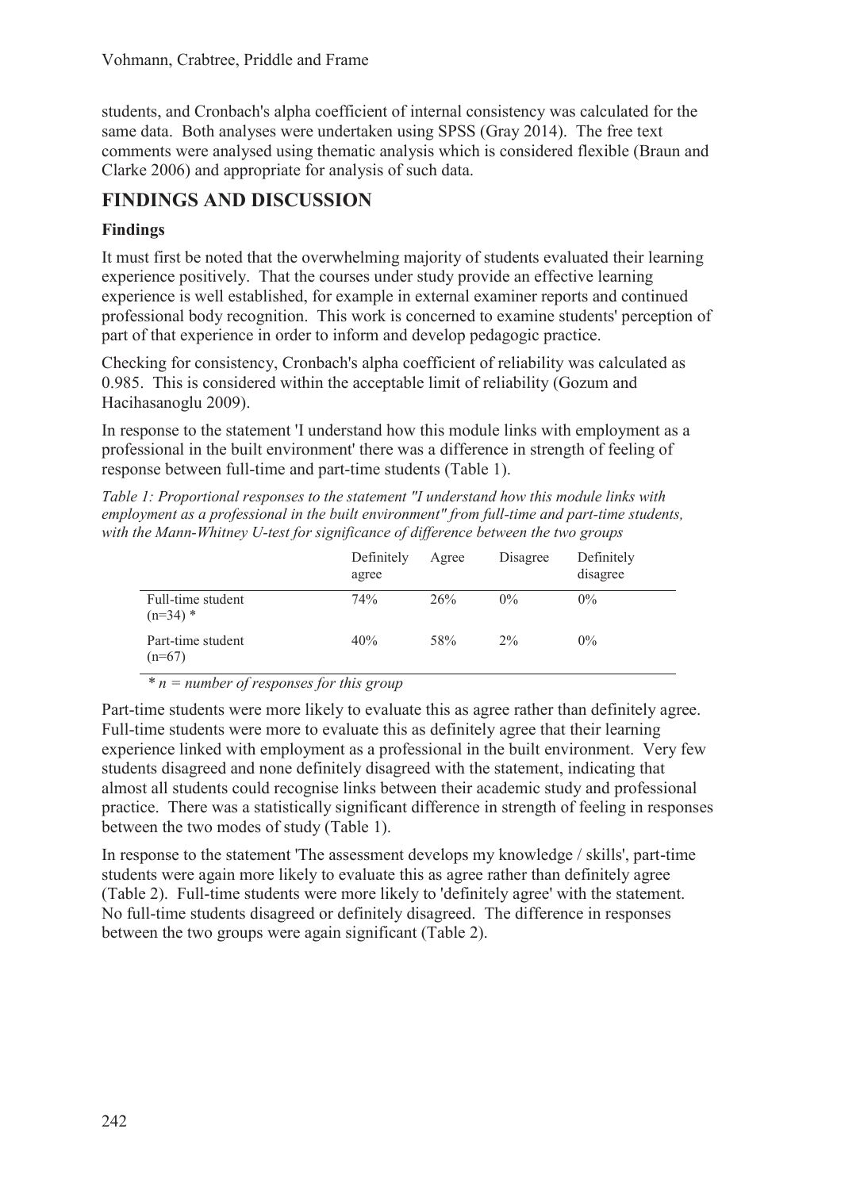students, and Cronbach's alpha coefficient of internal consistency was calculated for the same data. Both analyses were undertaken using SPSS (Gray 2014). The free text comments were analysed using thematic analysis which is considered flexible (Braun and Clarke 2006) and appropriate for analysis of such data.

## FINDINGS AND DISCUSSION

### Findings

It must first be noted that the overwhelming majority of students evaluated their learning experience positively. That the courses under study provide an effective learning experience is well established, for example in external examiner reports and continued professional body recognition. This work is concerned to examine students' perception of part of that experience in order to inform and develop pedagogic practice.

Checking for consistency, Cronbach's alpha coefficient of reliability was calculated as 0.985. This is considered within the acceptable limit of reliability (Gozum and Hacihasanoglu 2009).

In response to the statement 'I understand how this module links with employment as a professional in the built environment' there was a difference in strength of feeling of response between full-time and part-time students (Table 1).

*Table 1: Proportional responses to the statement "I understand how this module links with employment as a professional in the built environment" from full-time and part-time students, with the Mann-Whitney U-test for significance of difference between the two groups*

| | Definitely agree | Agree | Disagree | Definitely disagree |
|---|---|---|---|---|
| Full-time student (n=34) * | 74% | 26% | 0% | 0% |
| Part-time student (n=67) | 40% | 58% | 2% | 0% |

*\* n = number of responses for this group*

Part-time students were more likely to evaluate this as agree rather than definitely agree. Full-time students were more to evaluate this as definitely agree that their learning experience linked with employment as a professional in the built environment. Very few students disagreed and none definitely disagreed with the statement, indicating that almost all students could recognise links between their academic study and professional practice. There was a statistically significant difference in strength of feeling in responses between the two modes of study (Table 1).

In response to the statement 'The assessment develops my knowledge / skills', part-time students were again more likely to evaluate this as agree rather than definitely agree (Table 2). Full-time students were more likely to 'definitely agree' with the statement. No full-time students disagreed or definitely disagreed. The difference in responses between the two groups were again significant (Table 2).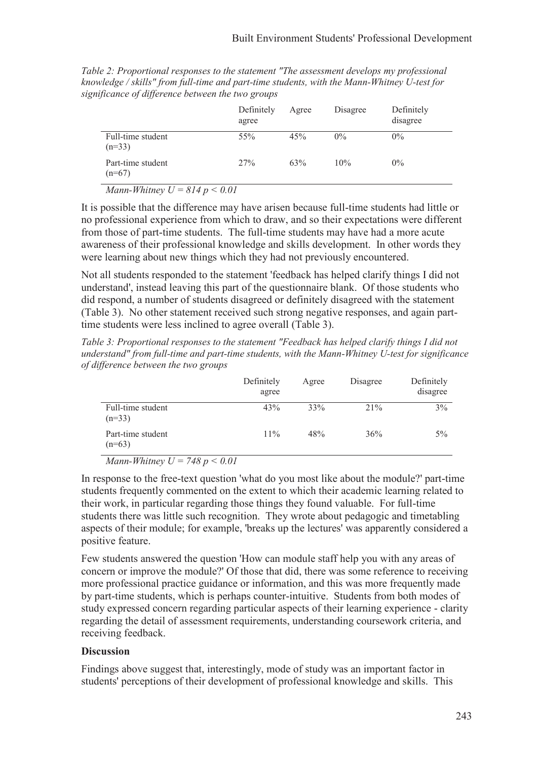*Table 2: Proportional responses to the statement "The assessment develops my professional knowledge / skills" from full-time and part-time students, with the Mann-Whitney U-test for significance of difference between the two groups*

| | Definitely agree | Agree | Disagree | Definitely disagree |
|---|---|---|---|---|
| Full-time student (n=33) | 55% | 45% | 0% | 0% |
| Part-time student (n=67) | 27% | 63% | 10% | 0% |

*Mann-Whitney* $U = 814$ $p < 0.01$

It is possible that the difference may have arisen because full-time students had little or no professional experience from which to draw, and so their expectations were different from those of part-time students. The full-time students may have had a more acute awareness of their professional knowledge and skills development. In other words they were learning about new things which they had not previously encountered.

Not all students responded to the statement 'feedback has helped clarify things I did not understand', instead leaving this part of the questionnaire blank. Of those students who did respond, a number of students disagreed or definitely disagreed with the statement (Table 3). No other statement received such strong negative responses, and again part-time students were less inclined to agree overall (Table 3).

*Table 3: Proportional responses to the statement "Feedback has helped clarify things I did not understand" from full-time and part-time students, with the Mann-Whitney U-test for significance of difference between the two groups*

| | Definitely agree | Agree | Disagree | Definitely disagree |
|---|---|---|---|---|
| Full-time student (n=33) | 43% | 33% | 21% | 3% |
| Part-time student (n=63) | 11% | 48% | 36% | 5% |

*Mann-Whitney* $U = 748$ $p < 0.01$

In response to the free-text question 'what do you most like about the module?' part-time students frequently commented on the extent to which their academic learning related to their work, in particular regarding those things they found valuable. For full-time students there was little such recognition. They wrote about pedagogic and timetabling aspects of their module; for example, 'breaks up the lectures' was apparently considered a positive feature.

Few students answered the question 'How can module staff help you with any areas of concern or improve the module?' Of those that did, there was some reference to receiving more professional practice guidance or information, and this was more frequently made by part-time students, which is perhaps counter-intuitive. Students from both modes of study expressed concern regarding particular aspects of their learning experience - clarity regarding the detail of assessment requirements, understanding coursework criteria, and receiving feedback.

**Discussion**

Findings above suggest that, interestingly, mode of study was an important factor in students' perceptions of their development of professional knowledge and skills. This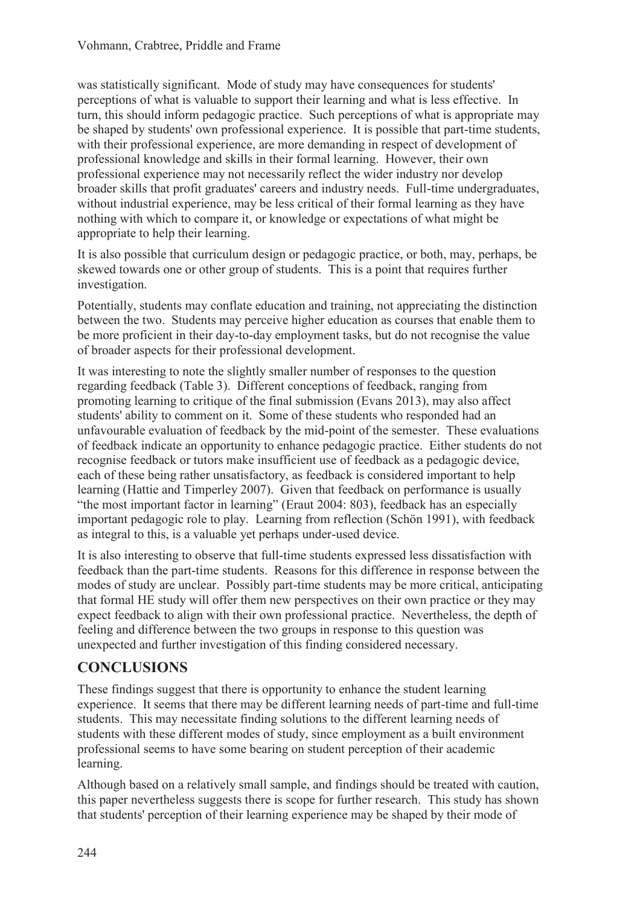was statistically significant. Mode of study may have consequences for students' perceptions of what is valuable to support their learning and what is less effective. In turn, this should inform pedagogic practice. Such perceptions of what is appropriate may be shaped by students' own professional experience. It is possible that part-time students, with their professional experience, are more demanding in respect of development of professional knowledge and skills in their formal learning. However, their own professional experience may not necessarily reflect the wider industry nor develop broader skills that profit graduates' careers and industry needs. Full-time undergraduates, without industrial experience, may be less critical of their formal learning as they have nothing with which to compare it, or knowledge or expectations of what might be appropriate to help their learning.

It is also possible that curriculum design or pedagogic practice, or both, may, perhaps, be skewed towards one or other group of students. This is a point that requires further investigation.

Potentially, students may conflate education and training, not appreciating the distinction between the two. Students may perceive higher education as courses that enable them to be more proficient in their day-to-day employment tasks, but do not recognise the value of broader aspects for their professional development.

It was interesting to note the slightly smaller number of responses to the question regarding feedback (Table 3). Different conceptions of feedback, ranging from promoting learning to critique of the final submission (Evans 2013), may also affect students' ability to comment on it. Some of these students who responded had an unfavourable evaluation of feedback by the mid-point of the semester. These evaluations of feedback indicate an opportunity to enhance pedagogic practice. Either students do not recognise feedback or tutors make insufficient use of feedback as a pedagogic device, each of these being rather unsatisfactory, as feedback is considered important to help learning (Hattie and Timperley 2007). Given that feedback on performance is usually "the most important factor in learning" (Eraut 2004: 803), feedback has an especially important pedagogic role to play. Learning from reflection (Schön 1991), with feedback as integral to this, is a valuable yet perhaps under-used device.

It is also interesting to observe that full-time students expressed less dissatisfaction with feedback than the part-time students. Reasons for this difference in response between the modes of study are unclear. Possibly part-time students may be more critical, anticipating that formal HE study will offer them new perspectives on their own practice or they may expect feedback to align with their own professional practice. Nevertheless, the depth of feeling and difference between the two groups in response to this question was unexpected and further investigation of this finding considered necessary.

## CONCLUSIONS

These findings suggest that there is opportunity to enhance the student learning experience. It seems that there may be different learning needs of part-time and full-time students. This may necessitate finding solutions to the different learning needs of students with these different modes of study, since employment as a built environment professional seems to have some bearing on student perception of their academic learning.

Although based on a relatively small sample, and findings should be treated with caution, this paper nevertheless suggests there is scope for further research. This study has shown that students' perception of their learning experience may be shaped by their mode of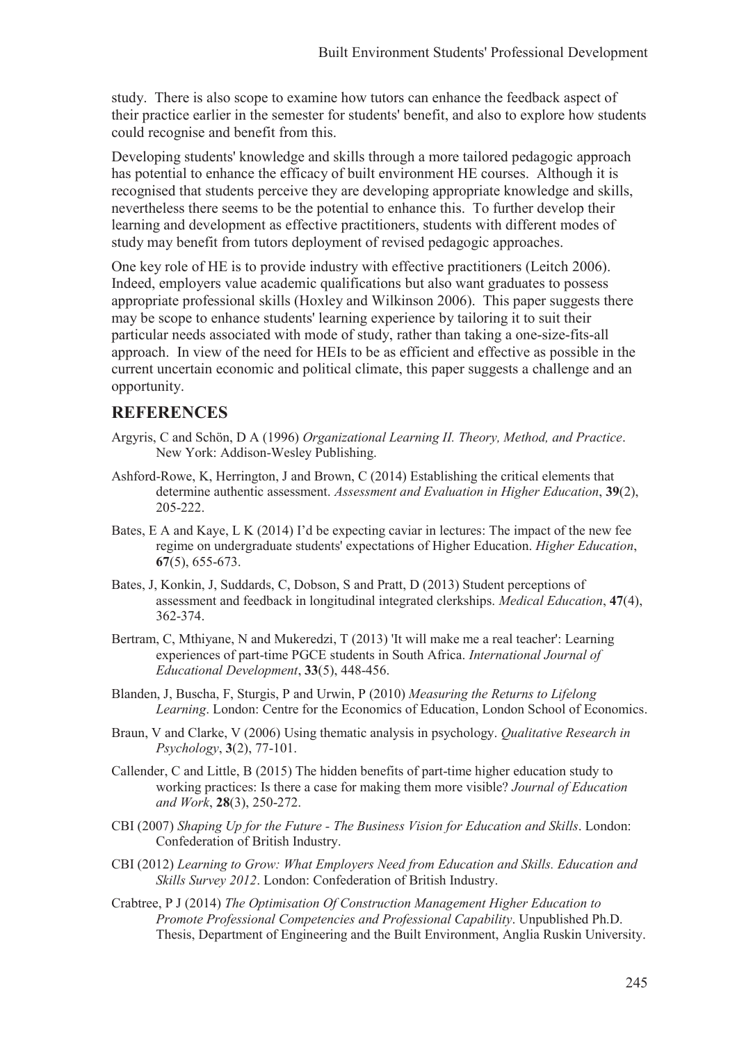study. There is also scope to examine how tutors can enhance the feedback aspect of their practice earlier in the semester for students' benefit, and also to explore how students could recognise and benefit from this.

Developing students' knowledge and skills through a more tailored pedagogic approach has potential to enhance the efficacy of built environment HE courses. Although it is recognised that students perceive they are developing appropriate knowledge and skills, nevertheless there seems to be the potential to enhance this. To further develop their learning and development as effective practitioners, students with different modes of study may benefit from tutors deployment of revised pedagogic approaches.

One key role of HE is to provide industry with effective practitioners (Leitch 2006). Indeed, employers value academic qualifications but also want graduates to possess appropriate professional skills (Hoxley and Wilkinson 2006). This paper suggests there may be scope to enhance students' learning experience by tailoring it to suit their particular needs associated with mode of study, rather than taking a one-size-fits-all approach. In view of the need for HEIs to be as efficient and effective as possible in the current uncertain economic and political climate, this paper suggests a challenge and an opportunity.

## REFERENCES

Argyris, C and Schön, D A (1996) *Organizational Learning II. Theory, Method, and Practice*. New York: Addison-Wesley Publishing.

Ashford-Rowe, K, Herrington, J and Brown, C (2014) Establishing the critical elements that determine authentic assessment. *Assessment and Evaluation in Higher Education*, **39**(2), 205-222.

Bates, E A and Kaye, L K (2014) I'd be expecting caviar in lectures: The impact of the new fee regime on undergraduate students' expectations of Higher Education. *Higher Education*, **67**(5), 655-673.

Bates, J, Konkin, J, Suddards, C, Dobson, S and Pratt, D (2013) Student perceptions of assessment and feedback in longitudinal integrated clerkships. *Medical Education*, **47**(4), 362-374.

Bertram, C, Mthiyane, N and Mukeredzi, T (2013) 'It will make me a real teacher': Learning experiences of part-time PGCE students in South Africa. *International Journal of Educational Development*, **33**(5), 448-456.

Blanden, J, Buscha, F, Sturgis, P and Urwin, P (2010) *Measuring the Returns to Lifelong Learning*. London: Centre for the Economics of Education, London School of Economics.

Braun, V and Clarke, V (2006) Using thematic analysis in psychology. *Qualitative Research in Psychology*, **3**(2), 77-101.

Callender, C and Little, B (2015) The hidden benefits of part-time higher education study to working practices: Is there a case for making them more visible? *Journal of Education and Work*, **28**(3), 250-272.

CBI (2007) *Shaping Up for the Future - The Business Vision for Education and Skills*. London: Confederation of British Industry.

CBI (2012) *Learning to Grow: What Employers Need from Education and Skills. Education and Skills Survey 2012*. London: Confederation of British Industry.

Crabtree, P J (2014) *The Optimisation Of Construction Management Higher Education to Promote Professional Competencies and Professional Capability*. Unpublished Ph.D. Thesis, Department of Engineering and the Built Environment, Anglia Ruskin University.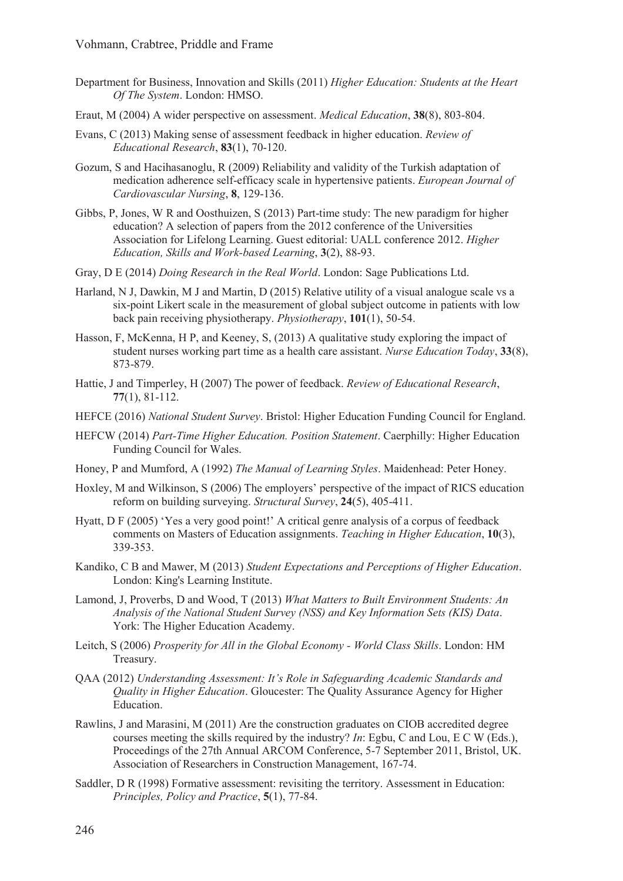Department for Business, Innovation and Skills (2011) *Higher Education: Students at the Heart Of The System*. London: HMSO.

Eraut, M (2004) A wider perspective on assessment. *Medical Education*, **38**(8), 803-804.

Evans, C (2013) Making sense of assessment feedback in higher education. *Review of Educational Research*, **83**(1), 70-120.

Gozum, S and Hacihasanoglu, R (2009) Reliability and validity of the Turkish adaptation of medication adherence self-efficacy scale in hypertensive patients. *European Journal of Cardiovascular Nursing*, **8**, 129-136.

Gibbs, P, Jones, W R and Oosthuizen, S (2013) Part-time study: The new paradigm for higher education? A selection of papers from the 2012 conference of the Universities Association for Lifelong Learning. Guest editorial: UALL conference 2012. *Higher Education, Skills and Work-based Learning*, **3**(2), 88-93.

Gray, D E (2014) *Doing Research in the Real World*. London: Sage Publications Ltd.

Harland, N J, Dawkin, M J and Martin, D (2015) Relative utility of a visual analogue scale vs a six-point Likert scale in the measurement of global subject outcome in patients with low back pain receiving physiotherapy. *Physiotherapy*, **101**(1), 50-54.

Hasson, F, McKenna, H P, and Keeney, S, (2013) A qualitative study exploring the impact of student nurses working part time as a health care assistant. *Nurse Education Today*, **33**(8), 873-879.

Hattie, J and Timperley, H (2007) The power of feedback. *Review of Educational Research*, **77**(1), 81-112.

HEFCE (2016) *National Student Survey*. Bristol: Higher Education Funding Council for England.

HEFCW (2014) *Part-Time Higher Education. Position Statement*. Caerphilly: Higher Education Funding Council for Wales.

Honey, P and Mumford, A (1992) *The Manual of Learning Styles*. Maidenhead: Peter Honey.

Hoxley, M and Wilkinson, S (2006) The employers' perspective of the impact of RICS education reform on building surveying. *Structural Survey*, **24**(5), 405-411.

Hyatt, D F (2005) 'Yes a very good point!' A critical genre analysis of a corpus of feedback comments on Masters of Education assignments. *Teaching in Higher Education*, **10**(3), 339-353.

Kandiko, C B and Mawer, M (2013) *Student Expectations and Perceptions of Higher Education*. London: King's Learning Institute.

Lamond, J, Proverbs, D and Wood, T (2013) *What Matters to Built Environment Students: An Analysis of the National Student Survey (NSS) and Key Information Sets (KIS) Data*. York: The Higher Education Academy.

Leitch, S (2006) *Prosperity for All in the Global Economy - World Class Skills*. London: HM Treasury.

QAA (2012) *Understanding Assessment: It's Role in Safeguarding Academic Standards and Quality in Higher Education*. Gloucester: The Quality Assurance Agency for Higher Education.

Rawlins, J and Marasini, M (2011) Are the construction graduates on CIOB accredited degree courses meeting the skills required by the industry? *In*: Egbu, C and Lou, E C W (Eds.), Proceedings of the 27th Annual ARCOM Conference, 5-7 September 2011, Bristol, UK. Association of Researchers in Construction Management, 167-74.

Saddler, D R (1998) Formative assessment: revisiting the territory. Assessment in Education: *Principles, Policy and Practice*, **5**(1), 77-84.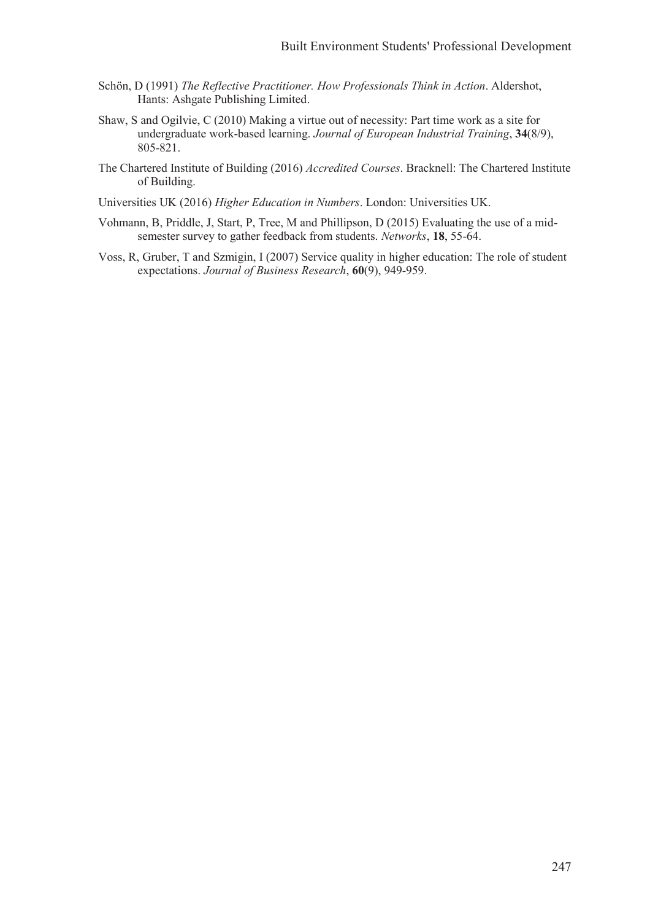Schön, D (1991) *The Reflective Practitioner. How Professionals Think in Action*. Aldershot, Hants: Ashgate Publishing Limited.

Shaw, S and Ogilvie, C (2010) Making a virtue out of necessity: Part time work as a site for undergraduate work-based learning. *Journal of European Industrial Training*, **34**(8/9), 805-821.

The Chartered Institute of Building (2016) *Accredited Courses*. Bracknell: The Chartered Institute of Building.

Universities UK (2016) *Higher Education in Numbers*. London: Universities UK.

Vohmann, B, Priddle, J, Start, P, Tree, M and Phillipson, D (2015) Evaluating the use of a mid-semester survey to gather feedback from students. *Networks*, **18**, 55-64.

Voss, R, Gruber, T and Szmigin, I (2007) Service quality in higher education: The role of student expectations. *Journal of Business Research*, **60**(9), 949-959.